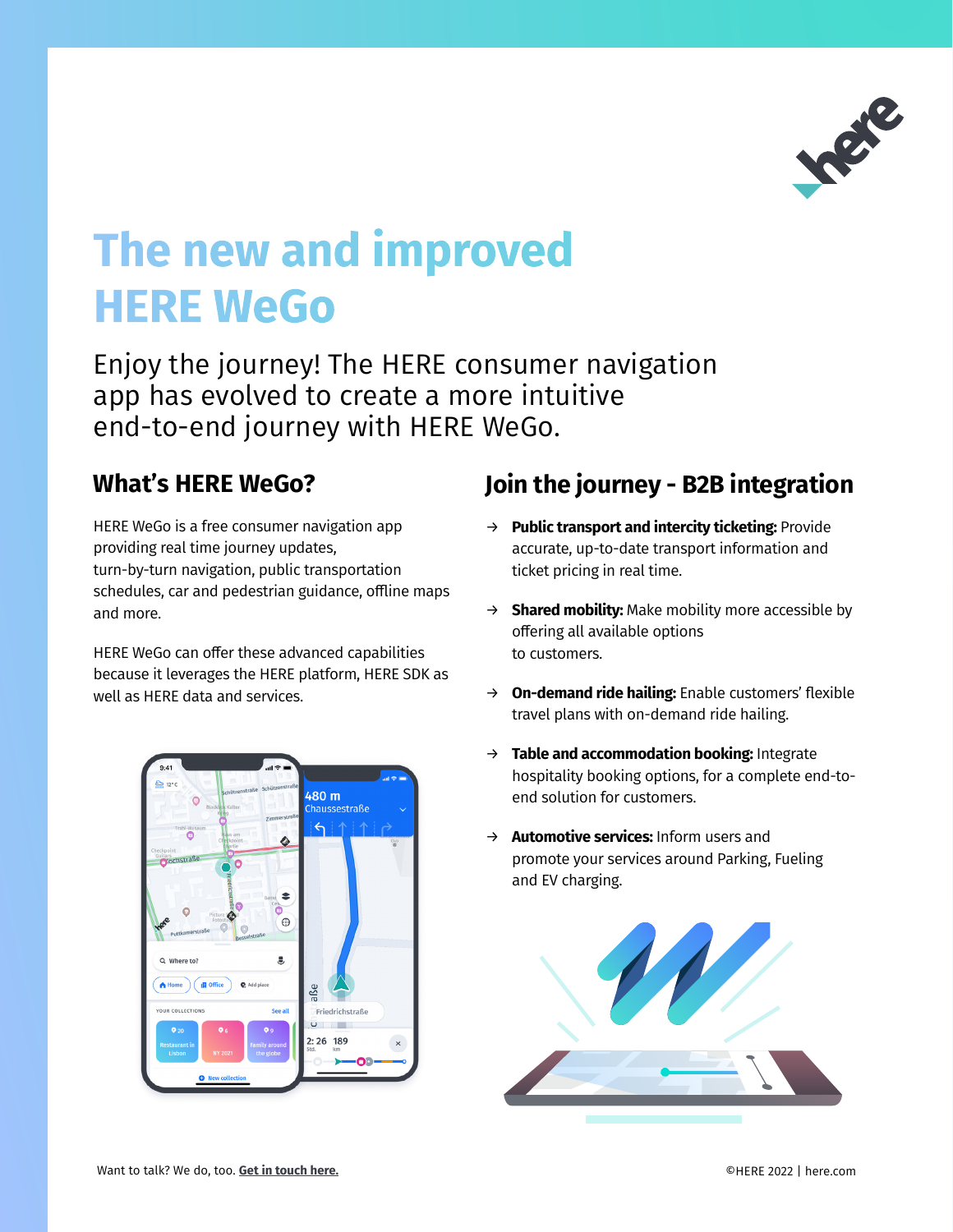# The new and improved HERE WeGo

Enjoy the journey! The HERE consumer navigation app has evolved to create a more intuitive end-to-end journey with HERE WeGo.

## What's HERE WeGo?

HERE WeGo is a free consumer navigation app providing real time journey updates, turn-by-turn navigation, public transportation schedules, car and pedestrian guidance, offline maps and more.

HERE WeGo can offer these advanced capabilities because it leverages the HERE platform, HERE SDK as well as HERE data and services.

## Join the journey - B2B integration

- **Public transport and intercity ticketing:** Provide accurate, up-to-date transport information and ticket pricing in real time.
- **Shared mobility:** Make mobility more accessible by offering all available options to customers.
- **On-demand ride hailing:** Enable customers' flexible travel plans with on-demand ride hailing.
- **Table and accommodation booking:** Integrate hospitality booking options, for a complete end-to-end solution for customers.
- **Automotive services:** Inform users and promote your services around Parking, Fueling and EV charging.

Want to talk? We do, too. **Get in touch here.**

©HERE 2022 | here.com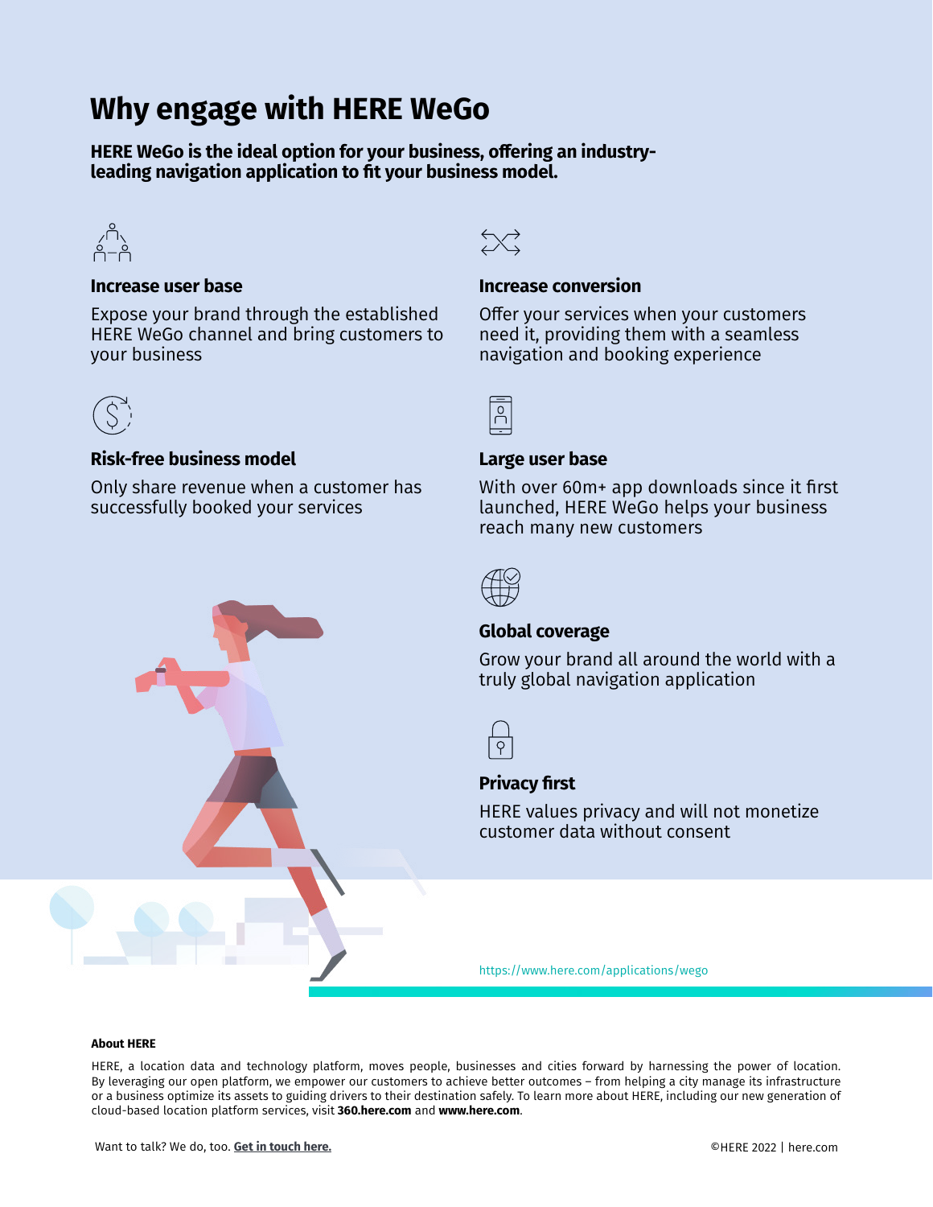# Why engage with HERE WeGo

**HERE WeGo is the ideal option for your business, offering an industry-leading navigation application to fit your business model.**

### Increase user base

Expose your brand through the established HERE WeGo channel and bring customers to your business

### Risk-free business model

Only share revenue when a customer has successfully booked your services

### Increase conversion

Offer your services when your customers need it, providing them with a seamless navigation and booking experience

### Large user base

With over 60m+ app downloads since it first launched, HERE WeGo helps your business reach many new customers

### Global coverage

Grow your brand all around the world with a truly global navigation application

### Privacy first

HERE values privacy and will not monetize customer data without consent

https://www.here.com/applications/wego

**About HERE**

HERE, a location data and technology platform, moves people, businesses and cities forward by harnessing the power of location. By leveraging our open platform, we empower our customers to achieve better outcomes – from helping a city manage its infrastructure or a business optimize its assets to guiding drivers to their destination safely. To learn more about HERE, including our new generation of cloud-based location platform services, visit **360.here.com** and **www.here.com**.

Want to talk? We do, too. **Get in touch here.**

©HERE 2022 | here.com